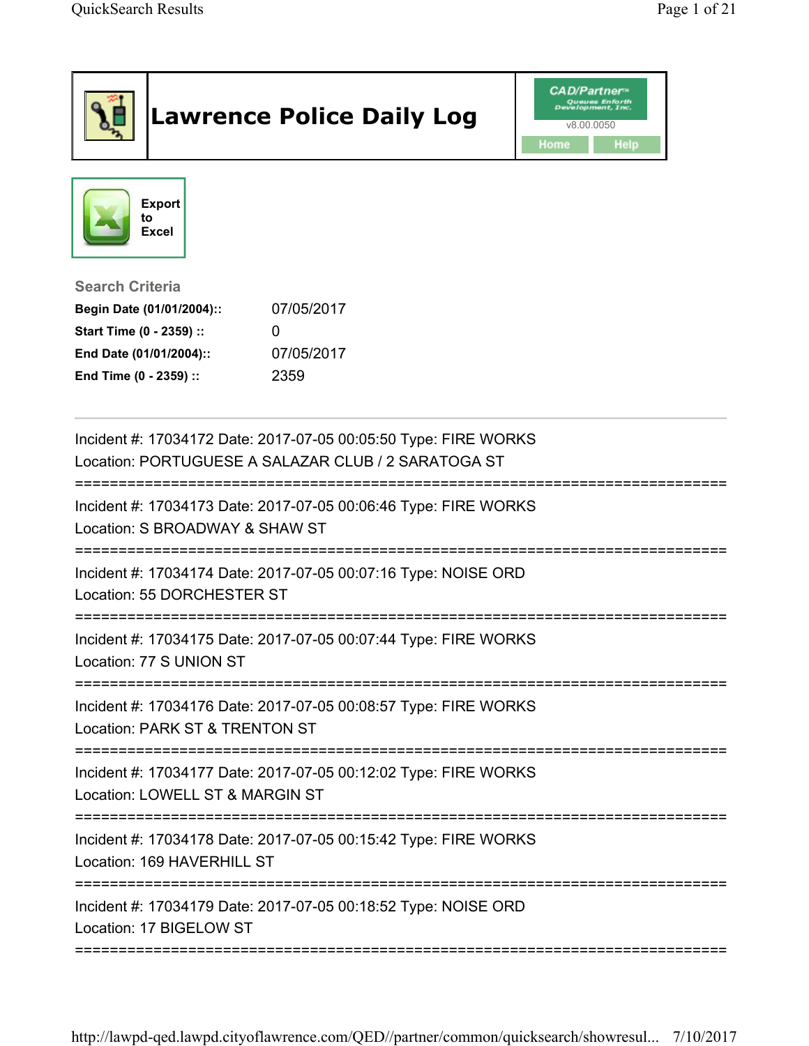# Lawrence Police Daily Log

CAD/Partner™ Queues Enforth Development, Inc.
v8.00.0050

Home Help

Export to Excel

**Search Criteria**

| | |
|---|---|
| **Begin Date (01/01/2004)::** | 07/05/2017 |
| **Start Time (0 - 2359) ::** | 0 |
| **End Date (01/01/2004)::** | 07/05/2017 |
| **End Time (0 - 2359) ::** | 2359 |

---

Incident #: 17034172 Date: 2017-07-05 00:05:50 Type: FIRE WORKS
Location: PORTUGUESE A SALAZAR CLUB / 2 SARATOGA ST

===========================================================================

Incident #: 17034173 Date: 2017-07-05 00:06:46 Type: FIRE WORKS
Location: S BROADWAY & SHAW ST

===========================================================================

Incident #: 17034174 Date: 2017-07-05 00:07:16 Type: NOISE ORD
Location: 55 DORCHESTER ST

===========================================================================

Incident #: 17034175 Date: 2017-07-05 00:07:44 Type: FIRE WORKS
Location: 77 S UNION ST

===========================================================================

Incident #: 17034176 Date: 2017-07-05 00:08:57 Type: FIRE WORKS
Location: PARK ST & TRENTON ST

===========================================================================

Incident #: 17034177 Date: 2017-07-05 00:12:02 Type: FIRE WORKS
Location: LOWELL ST & MARGIN ST

===========================================================================

Incident #: 17034178 Date: 2017-07-05 00:15:42 Type: FIRE WORKS
Location: 169 HAVERHILL ST

===========================================================================

Incident #: 17034179 Date: 2017-07-05 00:18:52 Type: NOISE ORD
Location: 17 BIGELOW ST

===========================================================================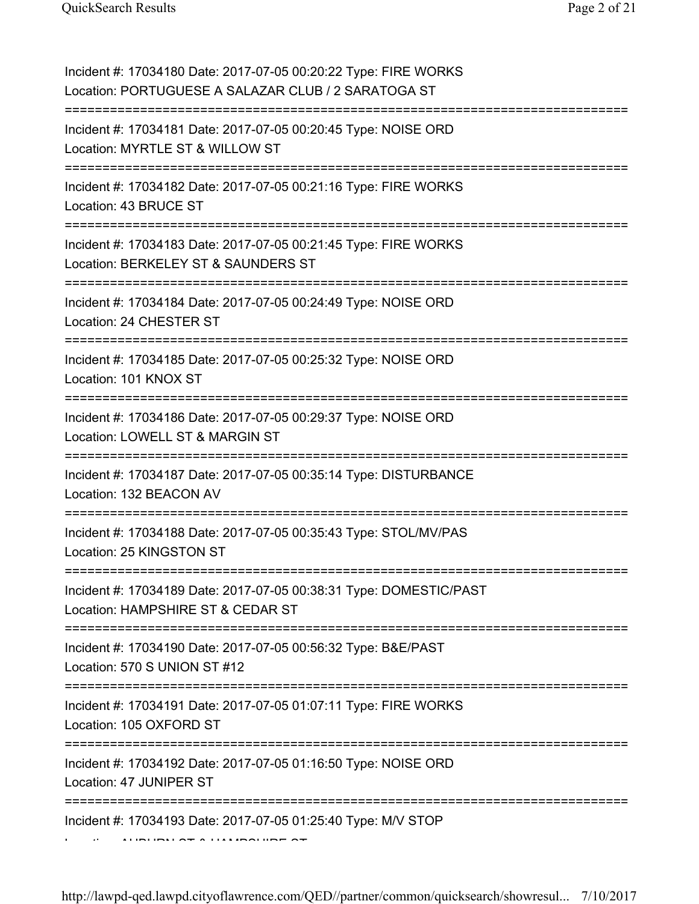Incident #: 17034180 Date: 2017-07-05 00:20:22 Type: FIRE WORKS
Location: PORTUGUESE A SALAZAR CLUB / 2 SARATOGA ST

===========================================================================

Incident #: 17034181 Date: 2017-07-05 00:20:45 Type: NOISE ORD
Location: MYRTLE ST & WILLOW ST

===========================================================================

Incident #: 17034182 Date: 2017-07-05 00:21:16 Type: FIRE WORKS
Location: 43 BRUCE ST

===========================================================================

Incident #: 17034183 Date: 2017-07-05 00:21:45 Type: FIRE WORKS
Location: BERKELEY ST & SAUNDERS ST

===========================================================================

Incident #: 17034184 Date: 2017-07-05 00:24:49 Type: NOISE ORD
Location: 24 CHESTER ST

===========================================================================

Incident #: 17034185 Date: 2017-07-05 00:25:32 Type: NOISE ORD
Location: 101 KNOX ST

===========================================================================

Incident #: 17034186 Date: 2017-07-05 00:29:37 Type: NOISE ORD
Location: LOWELL ST & MARGIN ST

===========================================================================

Incident #: 17034187 Date: 2017-07-05 00:35:14 Type: DISTURBANCE
Location: 132 BEACON AV

===========================================================================

Incident #: 17034188 Date: 2017-07-05 00:35:43 Type: STOL/MV/PAS
Location: 25 KINGSTON ST

===========================================================================

Incident #: 17034189 Date: 2017-07-05 00:38:31 Type: DOMESTIC/PAST
Location: HAMPSHIRE ST & CEDAR ST

===========================================================================

Incident #: 17034190 Date: 2017-07-05 00:56:32 Type: B&E/PAST
Location: 570 S UNION ST #12

===========================================================================

Incident #: 17034191 Date: 2017-07-05 01:07:11 Type: FIRE WORKS
Location: 105 OXFORD ST

===========================================================================

Incident #: 17034192 Date: 2017-07-05 01:16:50 Type: NOISE ORD
Location: 47 JUNIPER ST

===========================================================================

Incident #: 17034193 Date: 2017-07-05 01:25:40 Type: M/V STOP
Location: AUBURN ST & HAMPSHIRE ST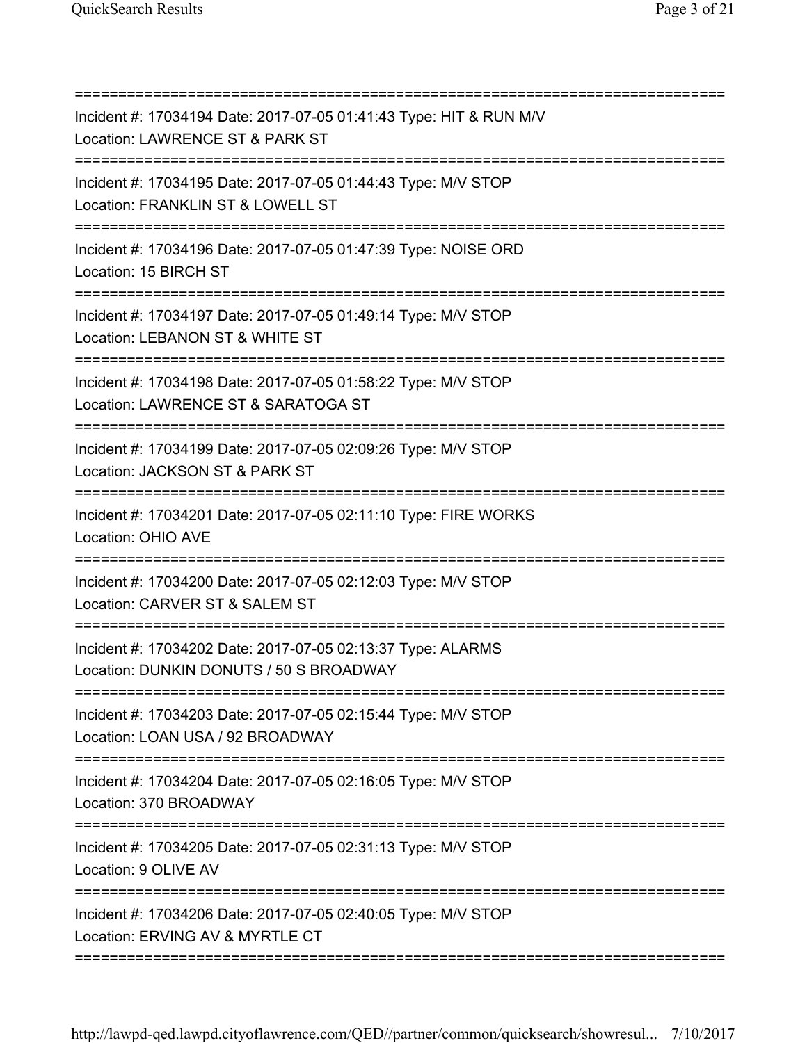Incident #: 17034194 Date: 2017-07-05 01:41:43 Type: HIT & RUN M/V
Location: LAWRENCE ST & PARK ST

Incident #: 17034195 Date: 2017-07-05 01:44:43 Type: M/V STOP
Location: FRANKLIN ST & LOWELL ST

Incident #: 17034196 Date: 2017-07-05 01:47:39 Type: NOISE ORD
Location: 15 BIRCH ST

Incident #: 17034197 Date: 2017-07-05 01:49:14 Type: M/V STOP
Location: LEBANON ST & WHITE ST

Incident #: 17034198 Date: 2017-07-05 01:58:22 Type: M/V STOP
Location: LAWRENCE ST & SARATOGA ST

Incident #: 17034199 Date: 2017-07-05 02:09:26 Type: M/V STOP
Location: JACKSON ST & PARK ST

Incident #: 17034201 Date: 2017-07-05 02:11:10 Type: FIRE WORKS
Location: OHIO AVE

Incident #: 17034200 Date: 2017-07-05 02:12:03 Type: M/V STOP
Location: CARVER ST & SALEM ST

Incident #: 17034202 Date: 2017-07-05 02:13:37 Type: ALARMS
Location: DUNKIN DONUTS / 50 S BROADWAY

Incident #: 17034203 Date: 2017-07-05 02:15:44 Type: M/V STOP
Location: LOAN USA / 92 BROADWAY

Incident #: 17034204 Date: 2017-07-05 02:16:05 Type: M/V STOP
Location: 370 BROADWAY

Incident #: 17034205 Date: 2017-07-05 02:31:13 Type: M/V STOP
Location: 9 OLIVE AV

Incident #: 17034206 Date: 2017-07-05 02:40:05 Type: M/V STOP
Location: ERVING AV & MYRTLE CT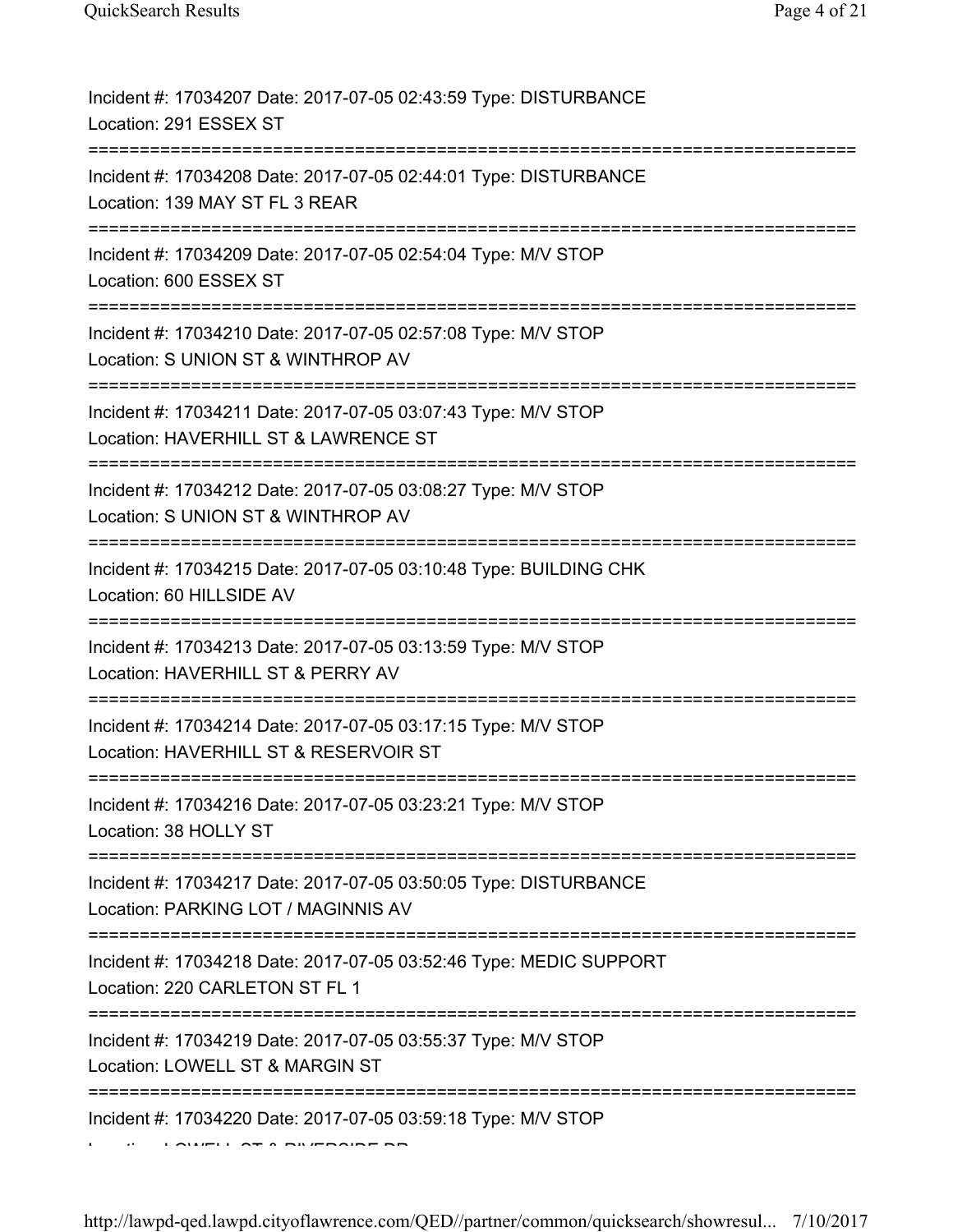Incident #: 17034207 Date: 2017-07-05 02:43:59 Type: DISTURBANCE
Location: 291 ESSEX ST

===========================================================================

Incident #: 17034208 Date: 2017-07-05 02:44:01 Type: DISTURBANCE
Location: 139 MAY ST FL 3 REAR

===========================================================================

Incident #: 17034209 Date: 2017-07-05 02:54:04 Type: M/V STOP
Location: 600 ESSEX ST

===========================================================================

Incident #: 17034210 Date: 2017-07-05 02:57:08 Type: M/V STOP
Location: S UNION ST & WINTHROP AV

===========================================================================

Incident #: 17034211 Date: 2017-07-05 03:07:43 Type: M/V STOP
Location: HAVERHILL ST & LAWRENCE ST

===========================================================================

Incident #: 17034212 Date: 2017-07-05 03:08:27 Type: M/V STOP
Location: S UNION ST & WINTHROP AV

===========================================================================

Incident #: 17034215 Date: 2017-07-05 03:10:48 Type: BUILDING CHK
Location: 60 HILLSIDE AV

===========================================================================

Incident #: 17034213 Date: 2017-07-05 03:13:59 Type: M/V STOP
Location: HAVERHILL ST & PERRY AV

===========================================================================

Incident #: 17034214 Date: 2017-07-05 03:17:15 Type: M/V STOP
Location: HAVERHILL ST & RESERVOIR ST

===========================================================================

Incident #: 17034216 Date: 2017-07-05 03:23:21 Type: M/V STOP
Location: 38 HOLLY ST

===========================================================================

Incident #: 17034217 Date: 2017-07-05 03:50:05 Type: DISTURBANCE
Location: PARKING LOT / MAGINNIS AV

===========================================================================

Incident #: 17034218 Date: 2017-07-05 03:52:46 Type: MEDIC SUPPORT
Location: 220 CARLETON ST FL 1

===========================================================================

Incident #: 17034219 Date: 2017-07-05 03:55:37 Type: M/V STOP
Location: LOWELL ST & MARGIN ST

===========================================================================

Incident #: 17034220 Date: 2017-07-05 03:59:18 Type: M/V STOP
Location: LOWELL ST & RIVERSIDE DR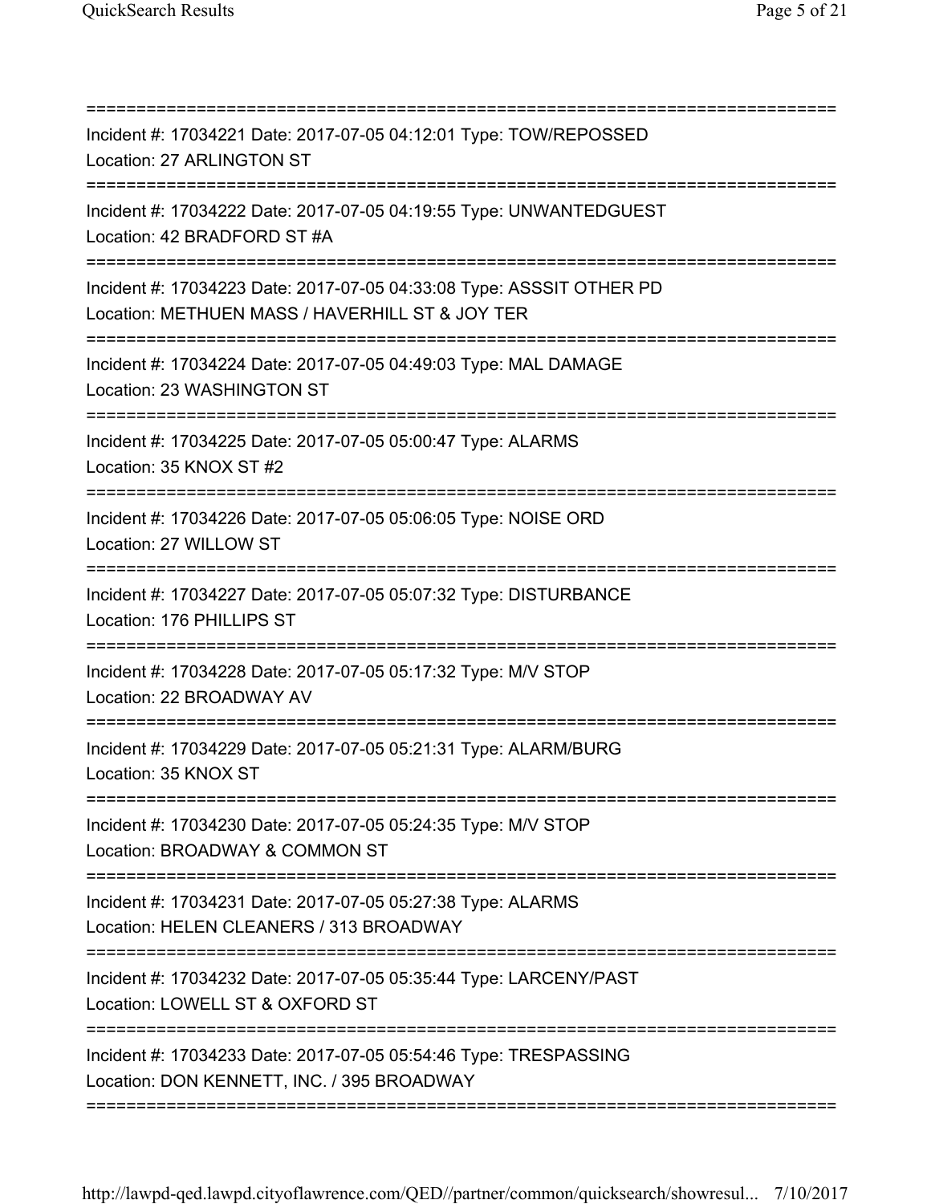===========================================================================

Incident #: 17034221 Date: 2017-07-05 04:12:01 Type: TOW/REPOSSED
Location: 27 ARLINGTON ST

===========================================================================

Incident #: 17034222 Date: 2017-07-05 04:19:55 Type: UNWANTEDGUEST
Location: 42 BRADFORD ST #A

===========================================================================

Incident #: 17034223 Date: 2017-07-05 04:33:08 Type: ASSSIT OTHER PD
Location: METHUEN MASS / HAVERHILL ST & JOY TER

===========================================================================

Incident #: 17034224 Date: 2017-07-05 04:49:03 Type: MAL DAMAGE
Location: 23 WASHINGTON ST

===========================================================================

Incident #: 17034225 Date: 2017-07-05 05:00:47 Type: ALARMS
Location: 35 KNOX ST #2

===========================================================================

Incident #: 17034226 Date: 2017-07-05 05:06:05 Type: NOISE ORD
Location: 27 WILLOW ST

===========================================================================

Incident #: 17034227 Date: 2017-07-05 05:07:32 Type: DISTURBANCE
Location: 176 PHILLIPS ST

===========================================================================

Incident #: 17034228 Date: 2017-07-05 05:17:32 Type: M/V STOP
Location: 22 BROADWAY AV

===========================================================================

Incident #: 17034229 Date: 2017-07-05 05:21:31 Type: ALARM/BURG
Location: 35 KNOX ST

===========================================================================

Incident #: 17034230 Date: 2017-07-05 05:24:35 Type: M/V STOP
Location: BROADWAY & COMMON ST

===========================================================================

Incident #: 17034231 Date: 2017-07-05 05:27:38 Type: ALARMS
Location: HELEN CLEANERS / 313 BROADWAY

===========================================================================

Incident #: 17034232 Date: 2017-07-05 05:35:44 Type: LARCENY/PAST
Location: LOWELL ST & OXFORD ST

===========================================================================

Incident #: 17034233 Date: 2017-07-05 05:54:46 Type: TRESPASSING
Location: DON KENNETT, INC. / 395 BROADWAY

===========================================================================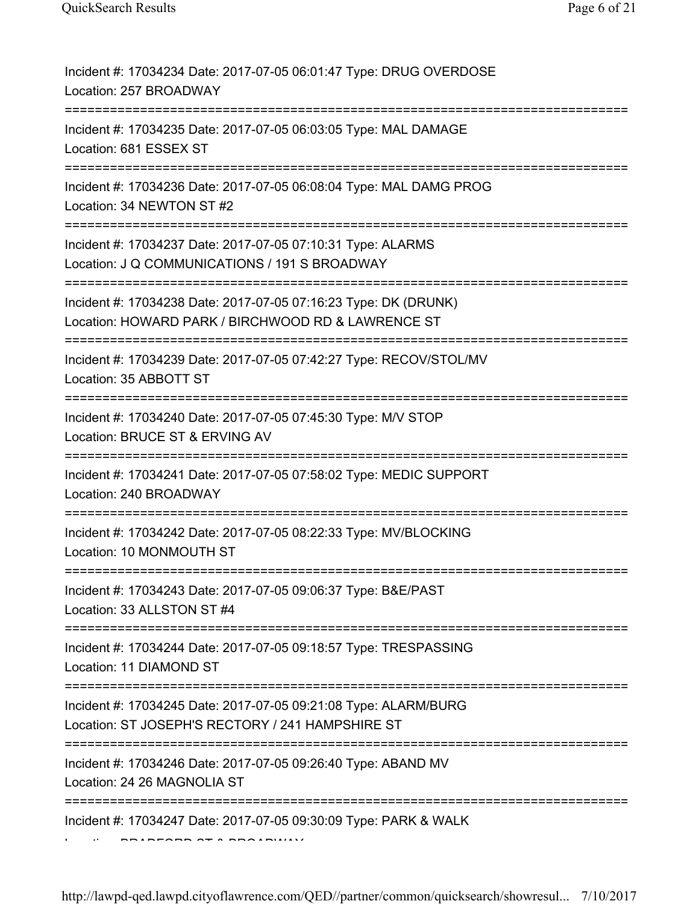Incident #: 17034234 Date: 2017-07-05 06:01:47 Type: DRUG OVERDOSE
Location: 257 BROADWAY

===========================================================================

Incident #: 17034235 Date: 2017-07-05 06:03:05 Type: MAL DAMAGE
Location: 681 ESSEX ST

===========================================================================

Incident #: 17034236 Date: 2017-07-05 06:08:04 Type: MAL DAMG PROG
Location: 34 NEWTON ST #2

===========================================================================

Incident #: 17034237 Date: 2017-07-05 07:10:31 Type: ALARMS
Location: J Q COMMUNICATIONS / 191 S BROADWAY

===========================================================================

Incident #: 17034238 Date: 2017-07-05 07:16:23 Type: DK (DRUNK)
Location: HOWARD PARK / BIRCHWOOD RD & LAWRENCE ST

===========================================================================

Incident #: 17034239 Date: 2017-07-05 07:42:27 Type: RECOV/STOL/MV
Location: 35 ABBOTT ST

===========================================================================

Incident #: 17034240 Date: 2017-07-05 07:45:30 Type: M/V STOP
Location: BRUCE ST & ERVING AV

===========================================================================

Incident #: 17034241 Date: 2017-07-05 07:58:02 Type: MEDIC SUPPORT
Location: 240 BROADWAY

===========================================================================

Incident #: 17034242 Date: 2017-07-05 08:22:33 Type: MV/BLOCKING
Location: 10 MONMOUTH ST

===========================================================================

Incident #: 17034243 Date: 2017-07-05 09:06:37 Type: B&E/PAST
Location: 33 ALLSTON ST #4

===========================================================================

Incident #: 17034244 Date: 2017-07-05 09:18:57 Type: TRESPASSING
Location: 11 DIAMOND ST

===========================================================================

Incident #: 17034245 Date: 2017-07-05 09:21:08 Type: ALARM/BURG
Location: ST JOSEPH'S RECTORY / 241 HAMPSHIRE ST

===========================================================================

Incident #: 17034246 Date: 2017-07-05 09:26:40 Type: ABAND MV
Location: 24 26 MAGNOLIA ST

===========================================================================

Incident #: 17034247 Date: 2017-07-05 09:30:09 Type: PARK & WALK
Location: BRADFORD ST & BROADWAY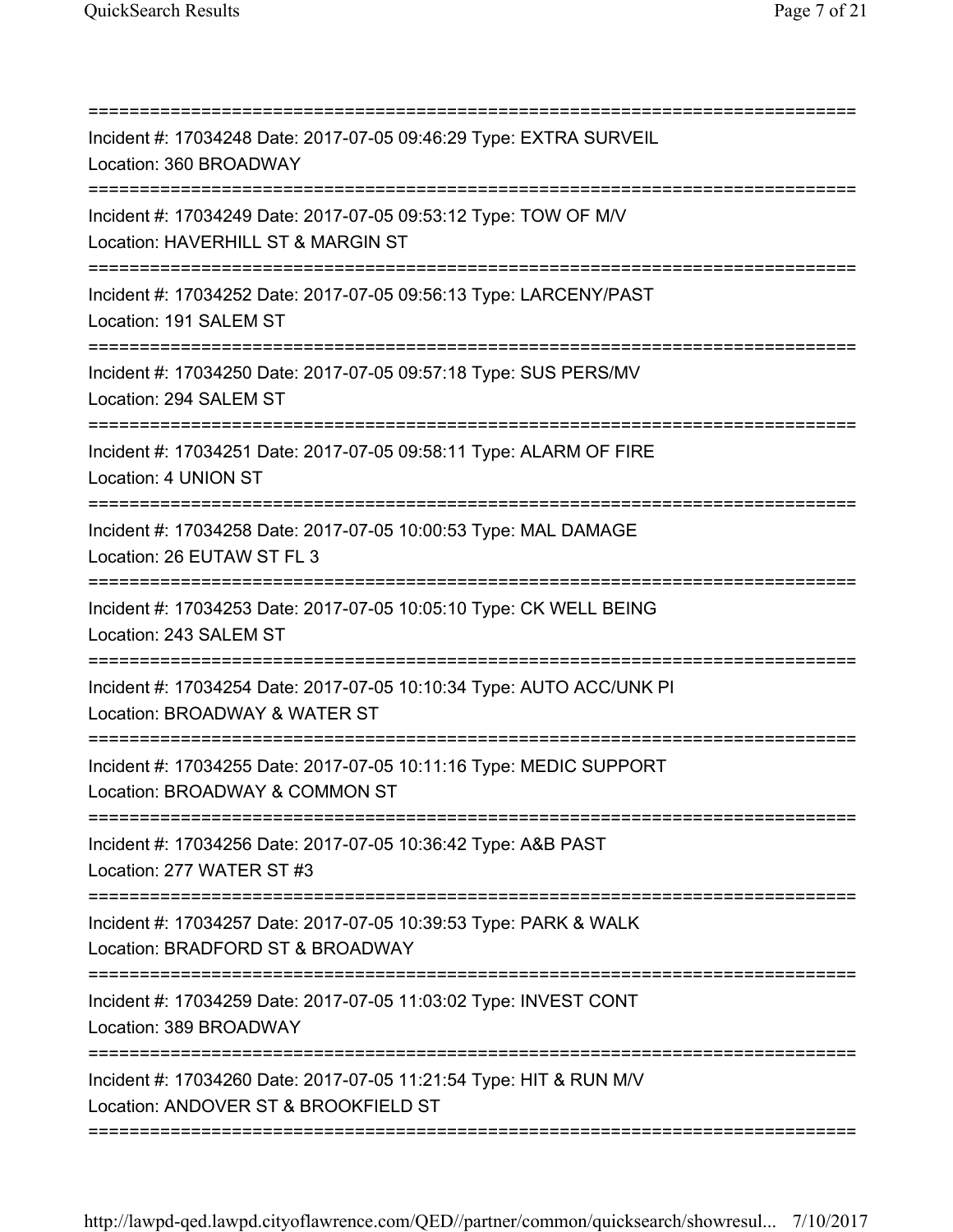===========================================================================
Incident #: 17034248 Date: 2017-07-05 09:46:29 Type: EXTRA SURVEIL
Location: 360 BROADWAY
===========================================================================
Incident #: 17034249 Date: 2017-07-05 09:53:12 Type: TOW OF M/V
Location: HAVERHILL ST & MARGIN ST
===========================================================================
Incident #: 17034252 Date: 2017-07-05 09:56:13 Type: LARCENY/PAST
Location: 191 SALEM ST
===========================================================================
Incident #: 17034250 Date: 2017-07-05 09:57:18 Type: SUS PERS/MV
Location: 294 SALEM ST
===========================================================================
Incident #: 17034251 Date: 2017-07-05 09:58:11 Type: ALARM OF FIRE
Location: 4 UNION ST
===========================================================================
Incident #: 17034258 Date: 2017-07-05 10:00:53 Type: MAL DAMAGE
Location: 26 EUTAW ST FL 3
===========================================================================
Incident #: 17034253 Date: 2017-07-05 10:05:10 Type: CK WELL BEING
Location: 243 SALEM ST
===========================================================================
Incident #: 17034254 Date: 2017-07-05 10:10:34 Type: AUTO ACC/UNK PI
Location: BROADWAY & WATER ST
===========================================================================
Incident #: 17034255 Date: 2017-07-05 10:11:16 Type: MEDIC SUPPORT
Location: BROADWAY & COMMON ST
===========================================================================
Incident #: 17034256 Date: 2017-07-05 10:36:42 Type: A&B PAST
Location: 277 WATER ST #3
===========================================================================
Incident #: 17034257 Date: 2017-07-05 10:39:53 Type: PARK & WALK
Location: BRADFORD ST & BROADWAY
===========================================================================
Incident #: 17034259 Date: 2017-07-05 11:03:02 Type: INVEST CONT
Location: 389 BROADWAY
===========================================================================
Incident #: 17034260 Date: 2017-07-05 11:21:54 Type: HIT & RUN M/V
Location: ANDOVER ST & BROOKFIELD ST
===========================================================================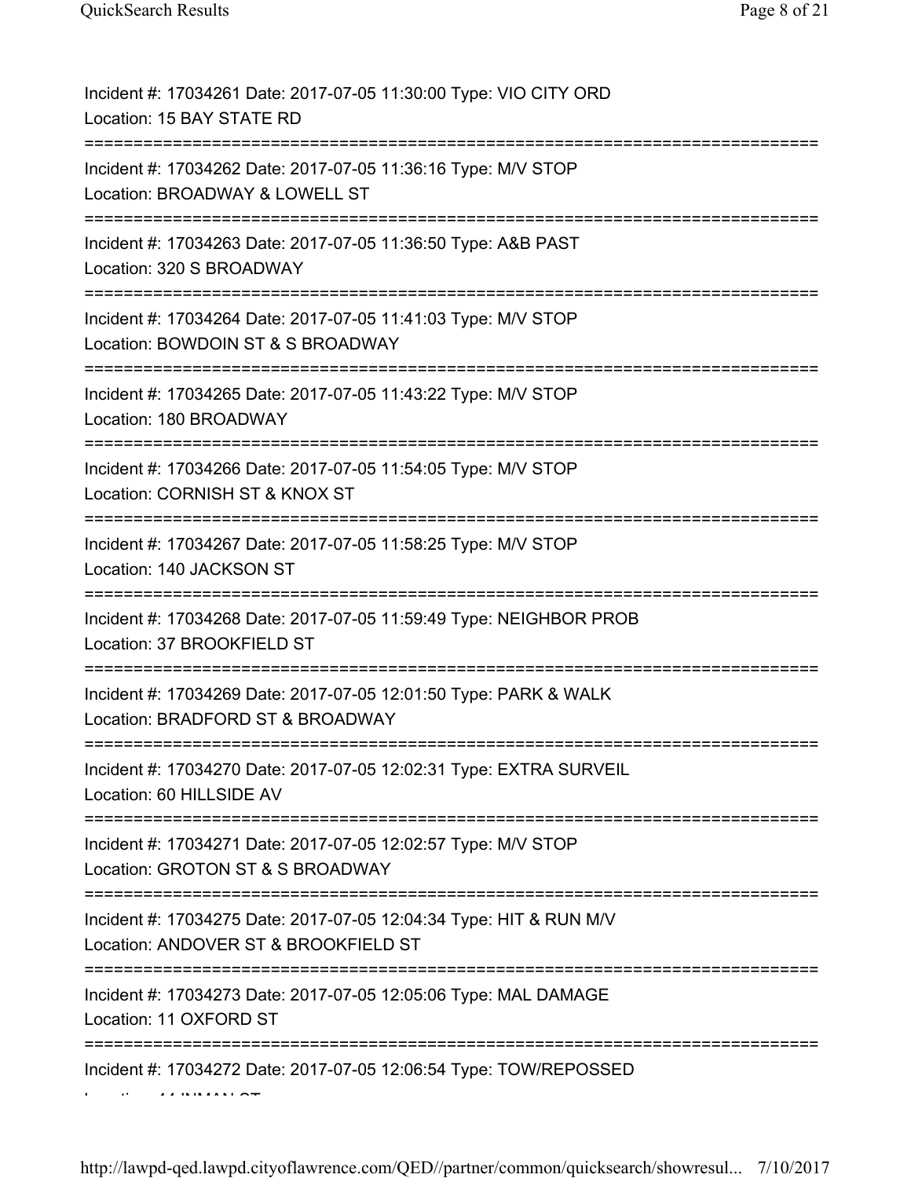Incident #: 17034261 Date: 2017-07-05 11:30:00 Type: VIO CITY ORD
Location: 15 BAY STATE RD

===========================================================================

Incident #: 17034262 Date: 2017-07-05 11:36:16 Type: M/V STOP
Location: BROADWAY & LOWELL ST

===========================================================================

Incident #: 17034263 Date: 2017-07-05 11:36:50 Type: A&B PAST
Location: 320 S BROADWAY

===========================================================================

Incident #: 17034264 Date: 2017-07-05 11:41:03 Type: M/V STOP
Location: BOWDOIN ST & S BROADWAY

===========================================================================

Incident #: 17034265 Date: 2017-07-05 11:43:22 Type: M/V STOP
Location: 180 BROADWAY

===========================================================================

Incident #: 17034266 Date: 2017-07-05 11:54:05 Type: M/V STOP
Location: CORNISH ST & KNOX ST

===========================================================================

Incident #: 17034267 Date: 2017-07-05 11:58:25 Type: M/V STOP
Location: 140 JACKSON ST

===========================================================================

Incident #: 17034268 Date: 2017-07-05 11:59:49 Type: NEIGHBOR PROB
Location: 37 BROOKFIELD ST

===========================================================================

Incident #: 17034269 Date: 2017-07-05 12:01:50 Type: PARK & WALK
Location: BRADFORD ST & BROADWAY

===========================================================================

Incident #: 17034270 Date: 2017-07-05 12:02:31 Type: EXTRA SURVEIL
Location: 60 HILLSIDE AV

===========================================================================

Incident #: 17034271 Date: 2017-07-05 12:02:57 Type: M/V STOP
Location: GROTON ST & S BROADWAY

===========================================================================

Incident #: 17034275 Date: 2017-07-05 12:04:34 Type: HIT & RUN M/V
Location: ANDOVER ST & BROOKFIELD ST

===========================================================================

Incident #: 17034273 Date: 2017-07-05 12:05:06 Type: MAL DAMAGE
Location: 11 OXFORD ST

===========================================================================

Incident #: 17034272 Date: 2017-07-05 12:06:54 Type: TOW/REPOSSED
Location: 44 INMAN ST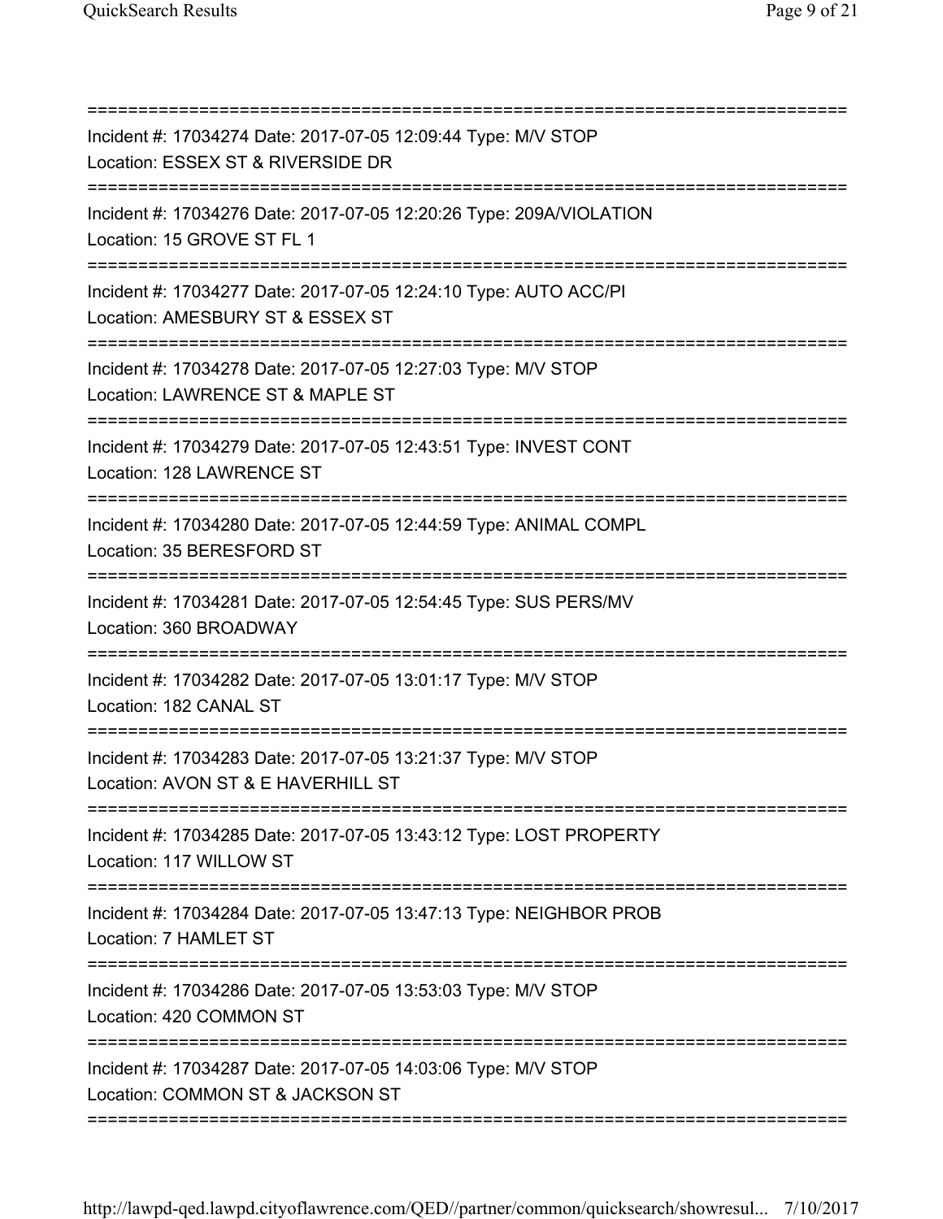===========================================================================

Incident #: 17034274 Date: 2017-07-05 12:09:44 Type: M/V STOP
Location: ESSEX ST & RIVERSIDE DR

===========================================================================

Incident #: 17034276 Date: 2017-07-05 12:20:26 Type: 209A/VIOLATION
Location: 15 GROVE ST FL 1

===========================================================================

Incident #: 17034277 Date: 2017-07-05 12:24:10 Type: AUTO ACC/PI
Location: AMESBURY ST & ESSEX ST

===========================================================================

Incident #: 17034278 Date: 2017-07-05 12:27:03 Type: M/V STOP
Location: LAWRENCE ST & MAPLE ST

===========================================================================

Incident #: 17034279 Date: 2017-07-05 12:43:51 Type: INVEST CONT
Location: 128 LAWRENCE ST

===========================================================================

Incident #: 17034280 Date: 2017-07-05 12:44:59 Type: ANIMAL COMPL
Location: 35 BERESFORD ST

===========================================================================

Incident #: 17034281 Date: 2017-07-05 12:54:45 Type: SUS PERS/MV
Location: 360 BROADWAY

===========================================================================

Incident #: 17034282 Date: 2017-07-05 13:01:17 Type: M/V STOP
Location: 182 CANAL ST

===========================================================================

Incident #: 17034283 Date: 2017-07-05 13:21:37 Type: M/V STOP
Location: AVON ST & E HAVERHILL ST

===========================================================================

Incident #: 17034285 Date: 2017-07-05 13:43:12 Type: LOST PROPERTY
Location: 117 WILLOW ST

===========================================================================

Incident #: 17034284 Date: 2017-07-05 13:47:13 Type: NEIGHBOR PROB
Location: 7 HAMLET ST

===========================================================================

Incident #: 17034286 Date: 2017-07-05 13:53:03 Type: M/V STOP
Location: 420 COMMON ST

===========================================================================

Incident #: 17034287 Date: 2017-07-05 14:03:06 Type: M/V STOP
Location: COMMON ST & JACKSON ST

===========================================================================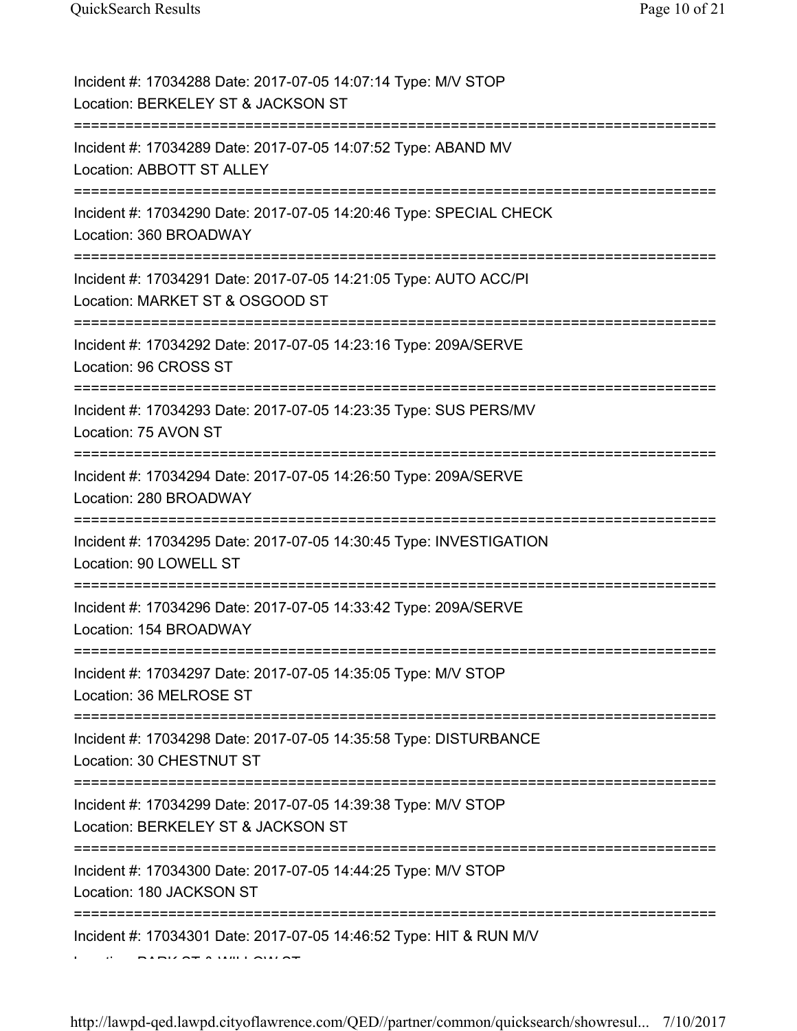Incident #: 17034288 Date: 2017-07-05 14:07:14 Type: M/V STOP
Location: BERKELEY ST & JACKSON ST

===========================================================================

Incident #: 17034289 Date: 2017-07-05 14:07:52 Type: ABAND MV
Location: ABBOTT ST ALLEY

===========================================================================

Incident #: 17034290 Date: 2017-07-05 14:20:46 Type: SPECIAL CHECK
Location: 360 BROADWAY

===========================================================================

Incident #: 17034291 Date: 2017-07-05 14:21:05 Type: AUTO ACC/PI
Location: MARKET ST & OSGOOD ST

===========================================================================

Incident #: 17034292 Date: 2017-07-05 14:23:16 Type: 209A/SERVE
Location: 96 CROSS ST

===========================================================================

Incident #: 17034293 Date: 2017-07-05 14:23:35 Type: SUS PERS/MV
Location: 75 AVON ST

===========================================================================

Incident #: 17034294 Date: 2017-07-05 14:26:50 Type: 209A/SERVE
Location: 280 BROADWAY

===========================================================================

Incident #: 17034295 Date: 2017-07-05 14:30:45 Type: INVESTIGATION
Location: 90 LOWELL ST

===========================================================================

Incident #: 17034296 Date: 2017-07-05 14:33:42 Type: 209A/SERVE
Location: 154 BROADWAY

===========================================================================

Incident #: 17034297 Date: 2017-07-05 14:35:05 Type: M/V STOP
Location: 36 MELROSE ST

===========================================================================

Incident #: 17034298 Date: 2017-07-05 14:35:58 Type: DISTURBANCE
Location: 30 CHESTNUT ST

===========================================================================

Incident #: 17034299 Date: 2017-07-05 14:39:38 Type: M/V STOP
Location: BERKELEY ST & JACKSON ST

===========================================================================

Incident #: 17034300 Date: 2017-07-05 14:44:25 Type: M/V STOP
Location: 180 JACKSON ST

===========================================================================

Incident #: 17034301 Date: 2017-07-05 14:46:52 Type: HIT & RUN M/V
Location: PARK ST & WILLOW ST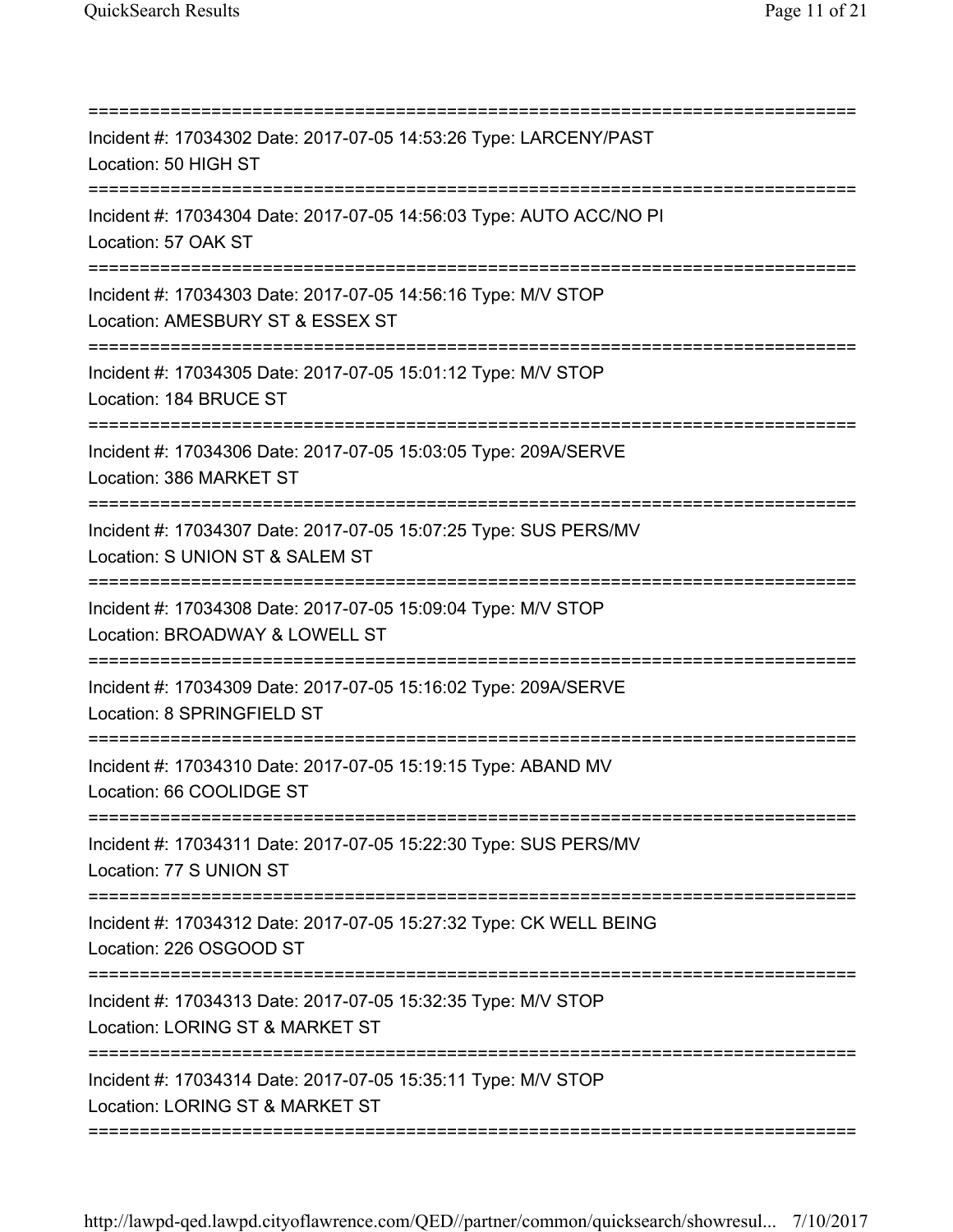===========================================================================

Incident #: 17034302 Date: 2017-07-05 14:53:26 Type: LARCENY/PAST

Location: 50 HIGH ST

===========================================================================

Incident #: 17034304 Date: 2017-07-05 14:56:03 Type: AUTO ACC/NO PI

Location: 57 OAK ST

===========================================================================

Incident #: 17034303 Date: 2017-07-05 14:56:16 Type: M/V STOP

Location: AMESBURY ST & ESSEX ST

===========================================================================

Incident #: 17034305 Date: 2017-07-05 15:01:12 Type: M/V STOP

Location: 184 BRUCE ST

===========================================================================

Incident #: 17034306 Date: 2017-07-05 15:03:05 Type: 209A/SERVE

Location: 386 MARKET ST

===========================================================================

Incident #: 17034307 Date: 2017-07-05 15:07:25 Type: SUS PERS/MV

Location: S UNION ST & SALEM ST

===========================================================================

Incident #: 17034308 Date: 2017-07-05 15:09:04 Type: M/V STOP

Location: BROADWAY & LOWELL ST

===========================================================================

Incident #: 17034309 Date: 2017-07-05 15:16:02 Type: 209A/SERVE

Location: 8 SPRINGFIELD ST

===========================================================================

Incident #: 17034310 Date: 2017-07-05 15:19:15 Type: ABAND MV

Location: 66 COOLIDGE ST

===========================================================================

Incident #: 17034311 Date: 2017-07-05 15:22:30 Type: SUS PERS/MV

Location: 77 S UNION ST

===========================================================================

Incident #: 17034312 Date: 2017-07-05 15:27:32 Type: CK WELL BEING

Location: 226 OSGOOD ST

===========================================================================

Incident #: 17034313 Date: 2017-07-05 15:32:35 Type: M/V STOP

Location: LORING ST & MARKET ST

===========================================================================

Incident #: 17034314 Date: 2017-07-05 15:35:11 Type: M/V STOP

Location: LORING ST & MARKET ST

===========================================================================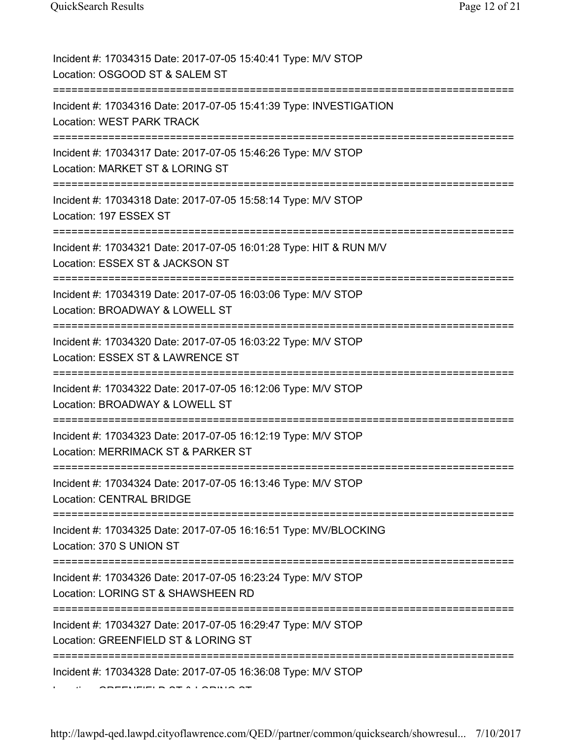Incident #: 17034315 Date: 2017-07-05 15:40:41 Type: M/V STOP
Location: OSGOOD ST & SALEM ST

===========================================================================

Incident #: 17034316 Date: 2017-07-05 15:41:39 Type: INVESTIGATION
Location: WEST PARK TRACK

===========================================================================

Incident #: 17034317 Date: 2017-07-05 15:46:26 Type: M/V STOP
Location: MARKET ST & LORING ST

===========================================================================

Incident #: 17034318 Date: 2017-07-05 15:58:14 Type: M/V STOP
Location: 197 ESSEX ST

===========================================================================

Incident #: 17034321 Date: 2017-07-05 16:01:28 Type: HIT & RUN M/V
Location: ESSEX ST & JACKSON ST

===========================================================================

Incident #: 17034319 Date: 2017-07-05 16:03:06 Type: M/V STOP
Location: BROADWAY & LOWELL ST

===========================================================================

Incident #: 17034320 Date: 2017-07-05 16:03:22 Type: M/V STOP
Location: ESSEX ST & LAWRENCE ST

===========================================================================

Incident #: 17034322 Date: 2017-07-05 16:12:06 Type: M/V STOP
Location: BROADWAY & LOWELL ST

===========================================================================

Incident #: 17034323 Date: 2017-07-05 16:12:19 Type: M/V STOP
Location: MERRIMACK ST & PARKER ST

===========================================================================

Incident #: 17034324 Date: 2017-07-05 16:13:46 Type: M/V STOP
Location: CENTRAL BRIDGE

===========================================================================

Incident #: 17034325 Date: 2017-07-05 16:16:51 Type: MV/BLOCKING
Location: 370 S UNION ST

===========================================================================

Incident #: 17034326 Date: 2017-07-05 16:23:24 Type: M/V STOP
Location: LORING ST & SHAWSHEEN RD

===========================================================================

Incident #: 17034327 Date: 2017-07-05 16:29:47 Type: M/V STOP
Location: GREENFIELD ST & LORING ST

===========================================================================

Incident #: 17034328 Date: 2017-07-05 16:36:08 Type: M/V STOP
Location: GREENFIELD ST & LORING ST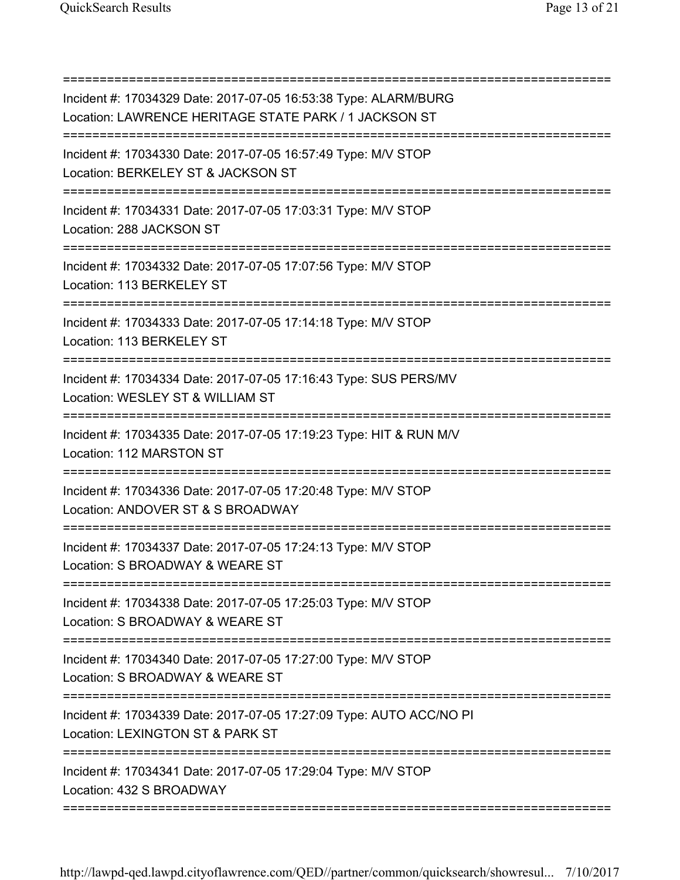===========================================================================

Incident #: 17034329 Date: 2017-07-05 16:53:38 Type: ALARM/BURG
Location: LAWRENCE HERITAGE STATE PARK / 1 JACKSON ST

===========================================================================

Incident #: 17034330 Date: 2017-07-05 16:57:49 Type: M/V STOP
Location: BERKELEY ST & JACKSON ST

===========================================================================

Incident #: 17034331 Date: 2017-07-05 17:03:31 Type: M/V STOP
Location: 288 JACKSON ST

===========================================================================

Incident #: 17034332 Date: 2017-07-05 17:07:56 Type: M/V STOP
Location: 113 BERKELEY ST

===========================================================================

Incident #: 17034333 Date: 2017-07-05 17:14:18 Type: M/V STOP
Location: 113 BERKELEY ST

===========================================================================

Incident #: 17034334 Date: 2017-07-05 17:16:43 Type: SUS PERS/MV
Location: WESLEY ST & WILLIAM ST

===========================================================================

Incident #: 17034335 Date: 2017-07-05 17:19:23 Type: HIT & RUN M/V
Location: 112 MARSTON ST

===========================================================================

Incident #: 17034336 Date: 2017-07-05 17:20:48 Type: M/V STOP
Location: ANDOVER ST & S BROADWAY

===========================================================================

Incident #: 17034337 Date: 2017-07-05 17:24:13 Type: M/V STOP
Location: S BROADWAY & WEARE ST

===========================================================================

Incident #: 17034338 Date: 2017-07-05 17:25:03 Type: M/V STOP
Location: S BROADWAY & WEARE ST

===========================================================================

Incident #: 17034340 Date: 2017-07-05 17:27:00 Type: M/V STOP
Location: S BROADWAY & WEARE ST

===========================================================================

Incident #: 17034339 Date: 2017-07-05 17:27:09 Type: AUTO ACC/NO PI
Location: LEXINGTON ST & PARK ST

===========================================================================

Incident #: 17034341 Date: 2017-07-05 17:29:04 Type: M/V STOP
Location: 432 S BROADWAY

===========================================================================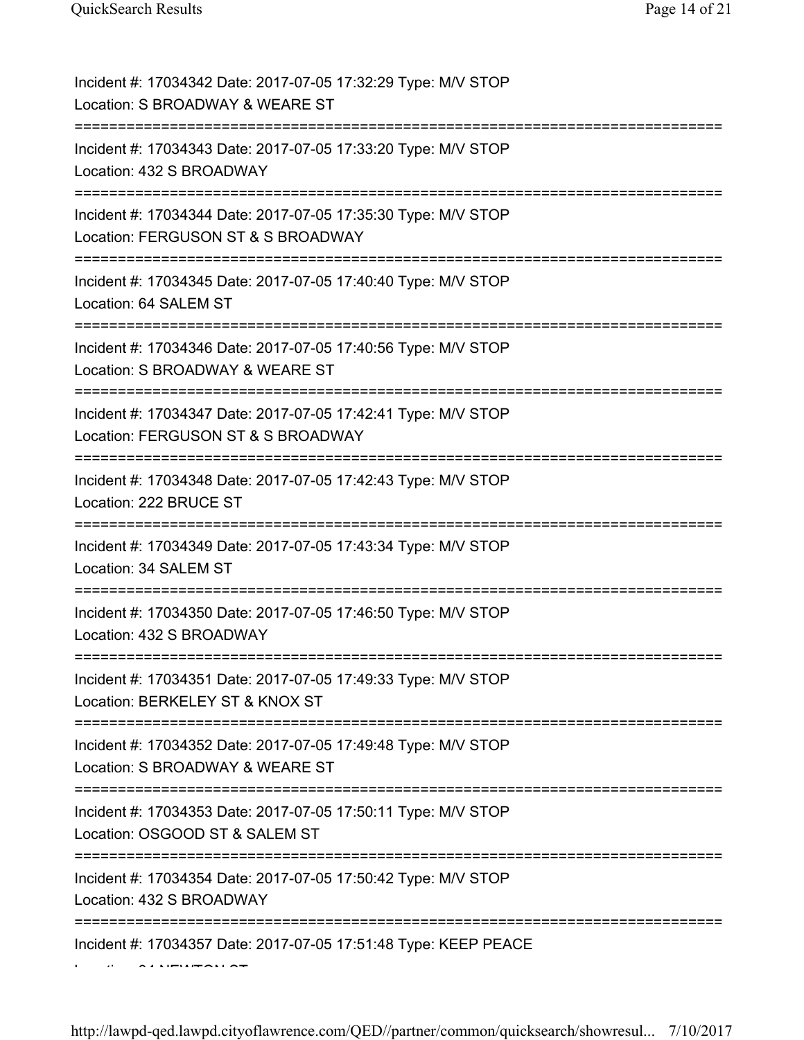Incident #: 17034342 Date: 2017-07-05 17:32:29 Type: M/V STOP
Location: S BROADWAY & WEARE ST
===========================================================================
Incident #: 17034343 Date: 2017-07-05 17:33:20 Type: M/V STOP
Location: 432 S BROADWAY
===========================================================================
Incident #: 17034344 Date: 2017-07-05 17:35:30 Type: M/V STOP
Location: FERGUSON ST & S BROADWAY
===========================================================================
Incident #: 17034345 Date: 2017-07-05 17:40:40 Type: M/V STOP
Location: 64 SALEM ST
===========================================================================
Incident #: 17034346 Date: 2017-07-05 17:40:56 Type: M/V STOP
Location: S BROADWAY & WEARE ST
===========================================================================
Incident #: 17034347 Date: 2017-07-05 17:42:41 Type: M/V STOP
Location: FERGUSON ST & S BROADWAY
===========================================================================
Incident #: 17034348 Date: 2017-07-05 17:42:43 Type: M/V STOP
Location: 222 BRUCE ST
===========================================================================
Incident #: 17034349 Date: 2017-07-05 17:43:34 Type: M/V STOP
Location: 34 SALEM ST
===========================================================================
Incident #: 17034350 Date: 2017-07-05 17:46:50 Type: M/V STOP
Location: 432 S BROADWAY
===========================================================================
Incident #: 17034351 Date: 2017-07-05 17:49:33 Type: M/V STOP
Location: BERKELEY ST & KNOX ST
===========================================================================
Incident #: 17034352 Date: 2017-07-05 17:49:48 Type: M/V STOP
Location: S BROADWAY & WEARE ST
===========================================================================
Incident #: 17034353 Date: 2017-07-05 17:50:11 Type: M/V STOP
Location: OSGOOD ST & SALEM ST
===========================================================================
Incident #: 17034354 Date: 2017-07-05 17:50:42 Type: M/V STOP
Location: 432 S BROADWAY
===========================================================================
Incident #: 17034357 Date: 2017-07-05 17:51:48 Type: KEEP PEACE
Location: 24 NEWTON ST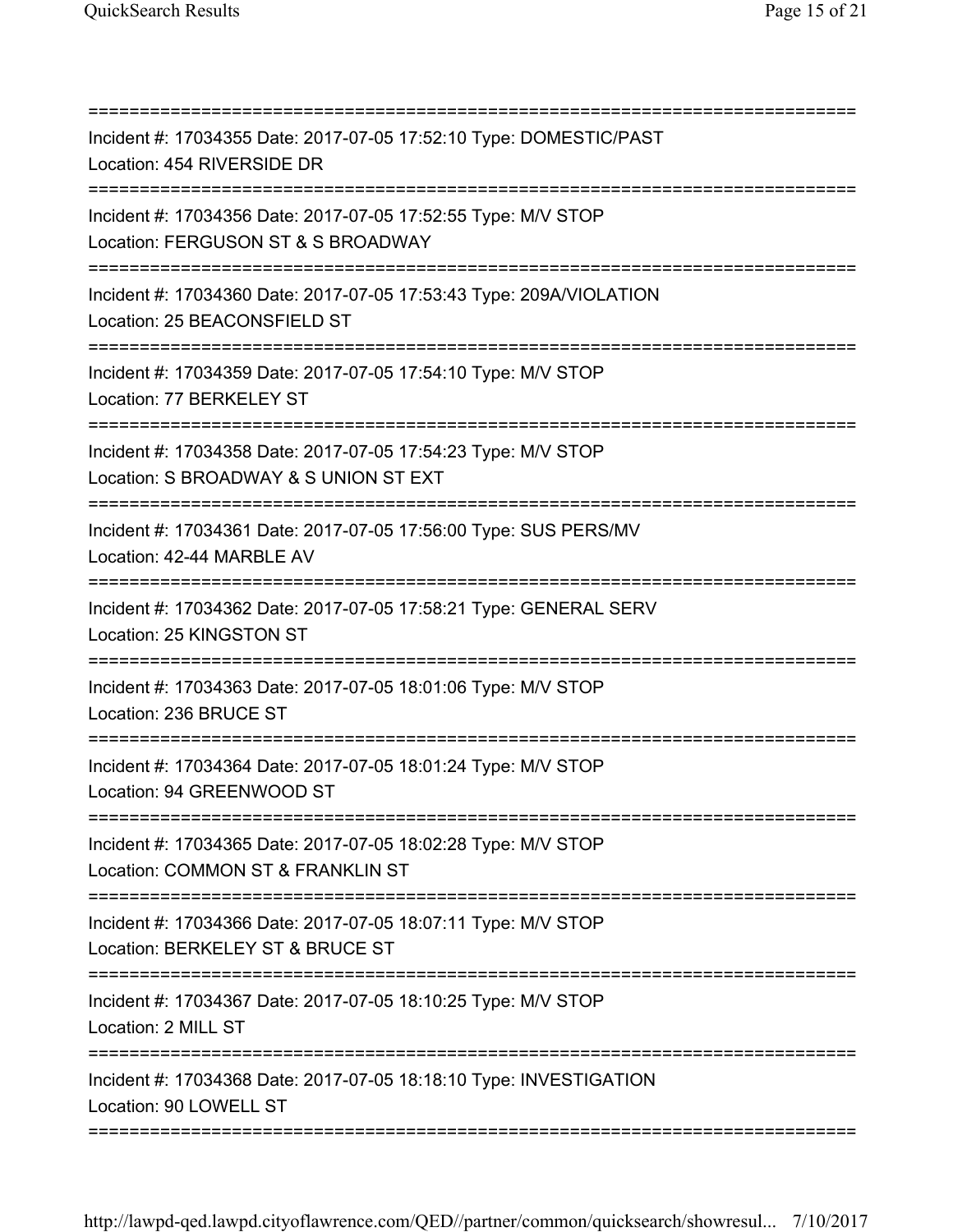Incident #: 17034355 Date: 2017-07-05 17:52:10 Type: DOMESTIC/PAST
Location: 454 RIVERSIDE DR

Incident #: 17034356 Date: 2017-07-05 17:52:55 Type: M/V STOP
Location: FERGUSON ST & S BROADWAY

Incident #: 17034360 Date: 2017-07-05 17:53:43 Type: 209A/VIOLATION
Location: 25 BEACONSFIELD ST

Incident #: 17034359 Date: 2017-07-05 17:54:10 Type: M/V STOP
Location: 77 BERKELEY ST

Incident #: 17034358 Date: 2017-07-05 17:54:23 Type: M/V STOP
Location: S BROADWAY & S UNION ST EXT

Incident #: 17034361 Date: 2017-07-05 17:56:00 Type: SUS PERS/MV
Location: 42-44 MARBLE AV

Incident #: 17034362 Date: 2017-07-05 17:58:21 Type: GENERAL SERV
Location: 25 KINGSTON ST

Incident #: 17034363 Date: 2017-07-05 18:01:06 Type: M/V STOP
Location: 236 BRUCE ST

Incident #: 17034364 Date: 2017-07-05 18:01:24 Type: M/V STOP
Location: 94 GREENWOOD ST

Incident #: 17034365 Date: 2017-07-05 18:02:28 Type: M/V STOP
Location: COMMON ST & FRANKLIN ST

Incident #: 17034366 Date: 2017-07-05 18:07:11 Type: M/V STOP
Location: BERKELEY ST & BRUCE ST

Incident #: 17034367 Date: 2017-07-05 18:10:25 Type: M/V STOP
Location: 2 MILL ST

Incident #: 17034368 Date: 2017-07-05 18:18:10 Type: INVESTIGATION
Location: 90 LOWELL ST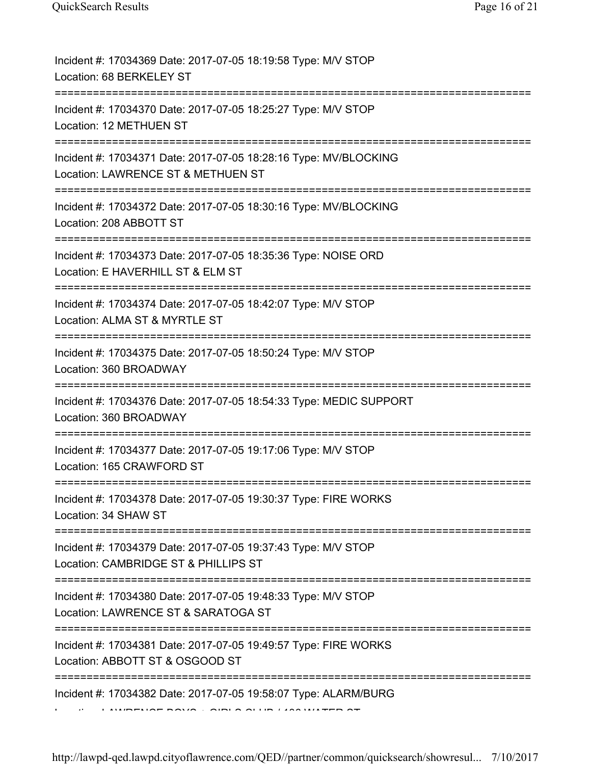Incident #: 17034369 Date: 2017-07-05 18:19:58 Type: M/V STOP
Location: 68 BERKELEY ST

===========================================================================

Incident #: 17034370 Date: 2017-07-05 18:25:27 Type: M/V STOP
Location: 12 METHUEN ST

===========================================================================

Incident #: 17034371 Date: 2017-07-05 18:28:16 Type: MV/BLOCKING
Location: LAWRENCE ST & METHUEN ST

===========================================================================

Incident #: 17034372 Date: 2017-07-05 18:30:16 Type: MV/BLOCKING
Location: 208 ABBOTT ST

===========================================================================

Incident #: 17034373 Date: 2017-07-05 18:35:36 Type: NOISE ORD
Location: E HAVERHILL ST & ELM ST

===========================================================================

Incident #: 17034374 Date: 2017-07-05 18:42:07 Type: M/V STOP
Location: ALMA ST & MYRTLE ST

===========================================================================

Incident #: 17034375 Date: 2017-07-05 18:50:24 Type: M/V STOP
Location: 360 BROADWAY

===========================================================================

Incident #: 17034376 Date: 2017-07-05 18:54:33 Type: MEDIC SUPPORT
Location: 360 BROADWAY

===========================================================================

Incident #: 17034377 Date: 2017-07-05 19:17:06 Type: M/V STOP
Location: 165 CRAWFORD ST

===========================================================================

Incident #: 17034378 Date: 2017-07-05 19:30:37 Type: FIRE WORKS
Location: 34 SHAW ST

===========================================================================

Incident #: 17034379 Date: 2017-07-05 19:37:43 Type: M/V STOP
Location: CAMBRIDGE ST & PHILLIPS ST

===========================================================================

Incident #: 17034380 Date: 2017-07-05 19:48:33 Type: M/V STOP
Location: LAWRENCE ST & SARATOGA ST

===========================================================================

Incident #: 17034381 Date: 2017-07-05 19:49:57 Type: FIRE WORKS
Location: ABBOTT ST & OSGOOD ST

===========================================================================

Incident #: 17034382 Date: 2017-07-05 19:58:07 Type: ALARM/BURG
Location: LAWRENCE BOYS + GIRLS CLUB / 136 WATER ST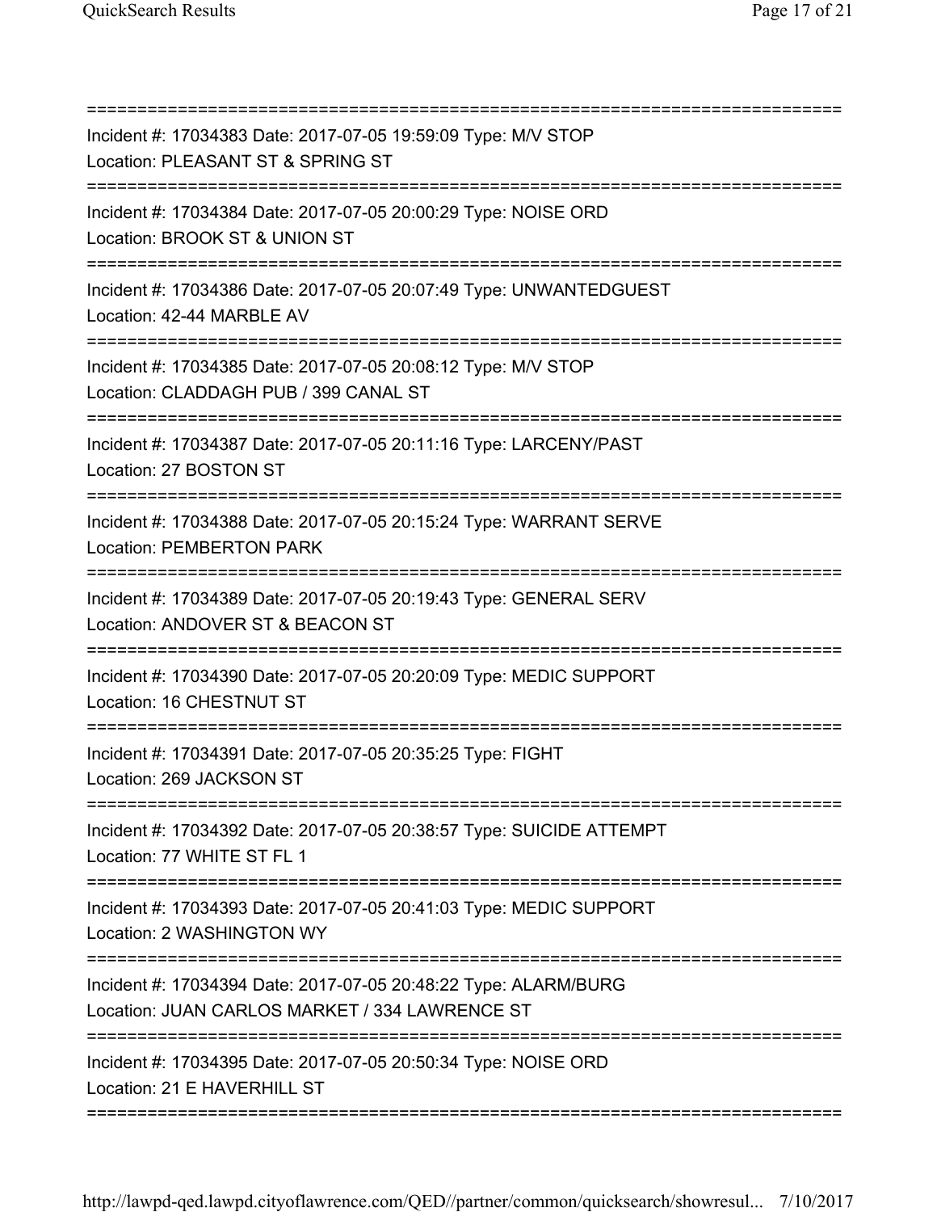Incident #: 17034383 Date: 2017-07-05 19:59:09 Type: M/V STOP
Location: PLEASANT ST & SPRING ST

Incident #: 17034384 Date: 2017-07-05 20:00:29 Type: NOISE ORD
Location: BROOK ST & UNION ST

Incident #: 17034386 Date: 2017-07-05 20:07:49 Type: UNWANTEDGUEST
Location: 42-44 MARBLE AV

Incident #: 17034385 Date: 2017-07-05 20:08:12 Type: M/V STOP
Location: CLADDAGH PUB / 399 CANAL ST

Incident #: 17034387 Date: 2017-07-05 20:11:16 Type: LARCENY/PAST
Location: 27 BOSTON ST

Incident #: 17034388 Date: 2017-07-05 20:15:24 Type: WARRANT SERVE
Location: PEMBERTON PARK

Incident #: 17034389 Date: 2017-07-05 20:19:43 Type: GENERAL SERV
Location: ANDOVER ST & BEACON ST

Incident #: 17034390 Date: 2017-07-05 20:20:09 Type: MEDIC SUPPORT
Location: 16 CHESTNUT ST

Incident #: 17034391 Date: 2017-07-05 20:35:25 Type: FIGHT
Location: 269 JACKSON ST

Incident #: 17034392 Date: 2017-07-05 20:38:57 Type: SUICIDE ATTEMPT
Location: 77 WHITE ST FL 1

Incident #: 17034393 Date: 2017-07-05 20:41:03 Type: MEDIC SUPPORT
Location: 2 WASHINGTON WY

Incident #: 17034394 Date: 2017-07-05 20:48:22 Type: ALARM/BURG
Location: JUAN CARLOS MARKET / 334 LAWRENCE ST

Incident #: 17034395 Date: 2017-07-05 20:50:34 Type: NOISE ORD
Location: 21 E HAVERHILL ST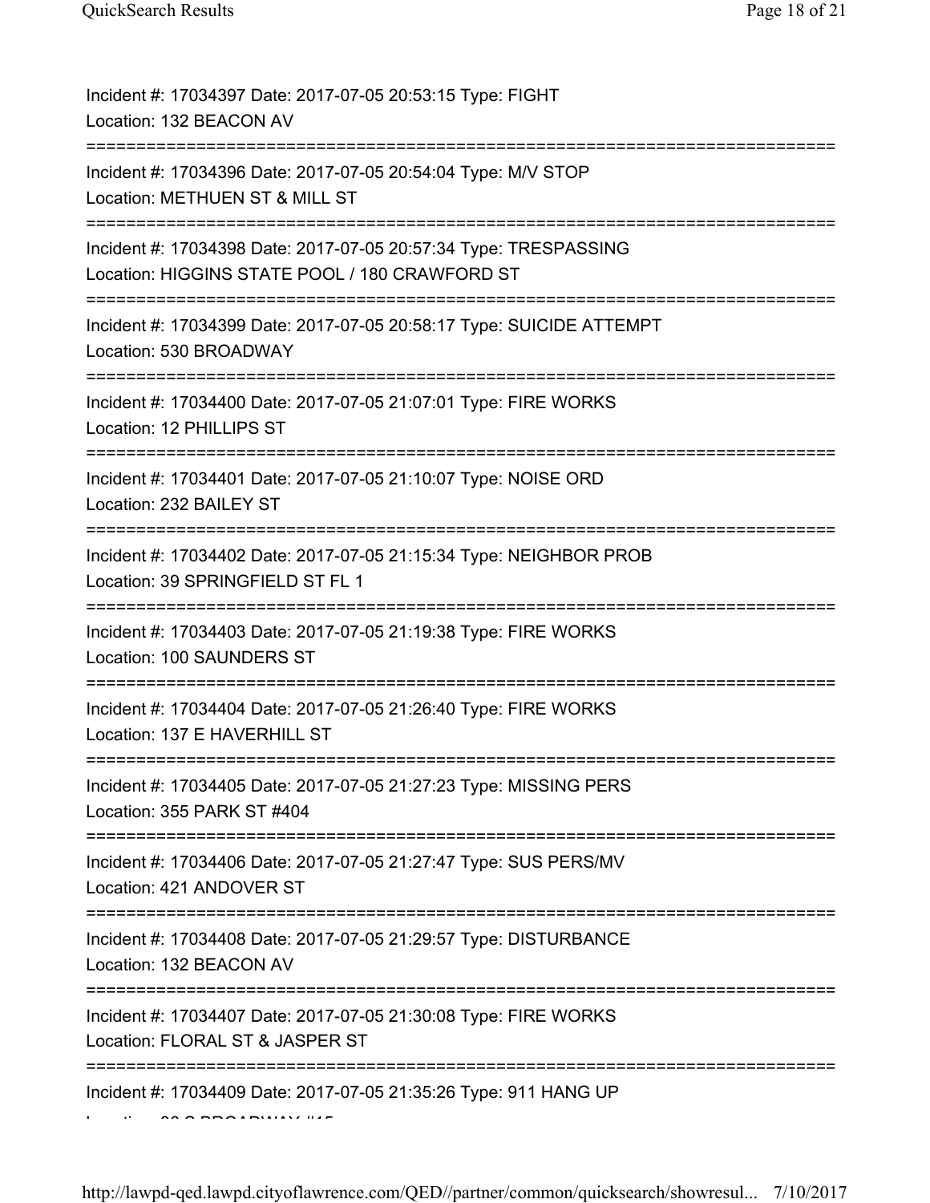Incident #: 17034397 Date: 2017-07-05 20:53:15 Type: FIGHT
Location: 132 BEACON AV

===========================================================================

Incident #: 17034396 Date: 2017-07-05 20:54:04 Type: M/V STOP
Location: METHUEN ST & MILL ST

===========================================================================

Incident #: 17034398 Date: 2017-07-05 20:57:34 Type: TRESPASSING
Location: HIGGINS STATE POOL / 180 CRAWFORD ST

===========================================================================

Incident #: 17034399 Date: 2017-07-05 20:58:17 Type: SUICIDE ATTEMPT
Location: 530 BROADWAY

===========================================================================

Incident #: 17034400 Date: 2017-07-05 21:07:01 Type: FIRE WORKS
Location: 12 PHILLIPS ST

===========================================================================

Incident #: 17034401 Date: 2017-07-05 21:10:07 Type: NOISE ORD
Location: 232 BAILEY ST

===========================================================================

Incident #: 17034402 Date: 2017-07-05 21:15:34 Type: NEIGHBOR PROB
Location: 39 SPRINGFIELD ST FL 1

===========================================================================

Incident #: 17034403 Date: 2017-07-05 21:19:38 Type: FIRE WORKS
Location: 100 SAUNDERS ST

===========================================================================

Incident #: 17034404 Date: 2017-07-05 21:26:40 Type: FIRE WORKS
Location: 137 E HAVERHILL ST

===========================================================================

Incident #: 17034405 Date: 2017-07-05 21:27:23 Type: MISSING PERS
Location: 355 PARK ST #404

===========================================================================

Incident #: 17034406 Date: 2017-07-05 21:27:47 Type: SUS PERS/MV
Location: 421 ANDOVER ST

===========================================================================

Incident #: 17034408 Date: 2017-07-05 21:29:57 Type: DISTURBANCE
Location: 132 BEACON AV

===========================================================================

Incident #: 17034407 Date: 2017-07-05 21:30:08 Type: FIRE WORKS
Location: FLORAL ST & JASPER ST

===========================================================================

Incident #: 17034409 Date: 2017-07-05 21:35:26 Type: 911 HANG UP
Location: 20 S BROADWAY #15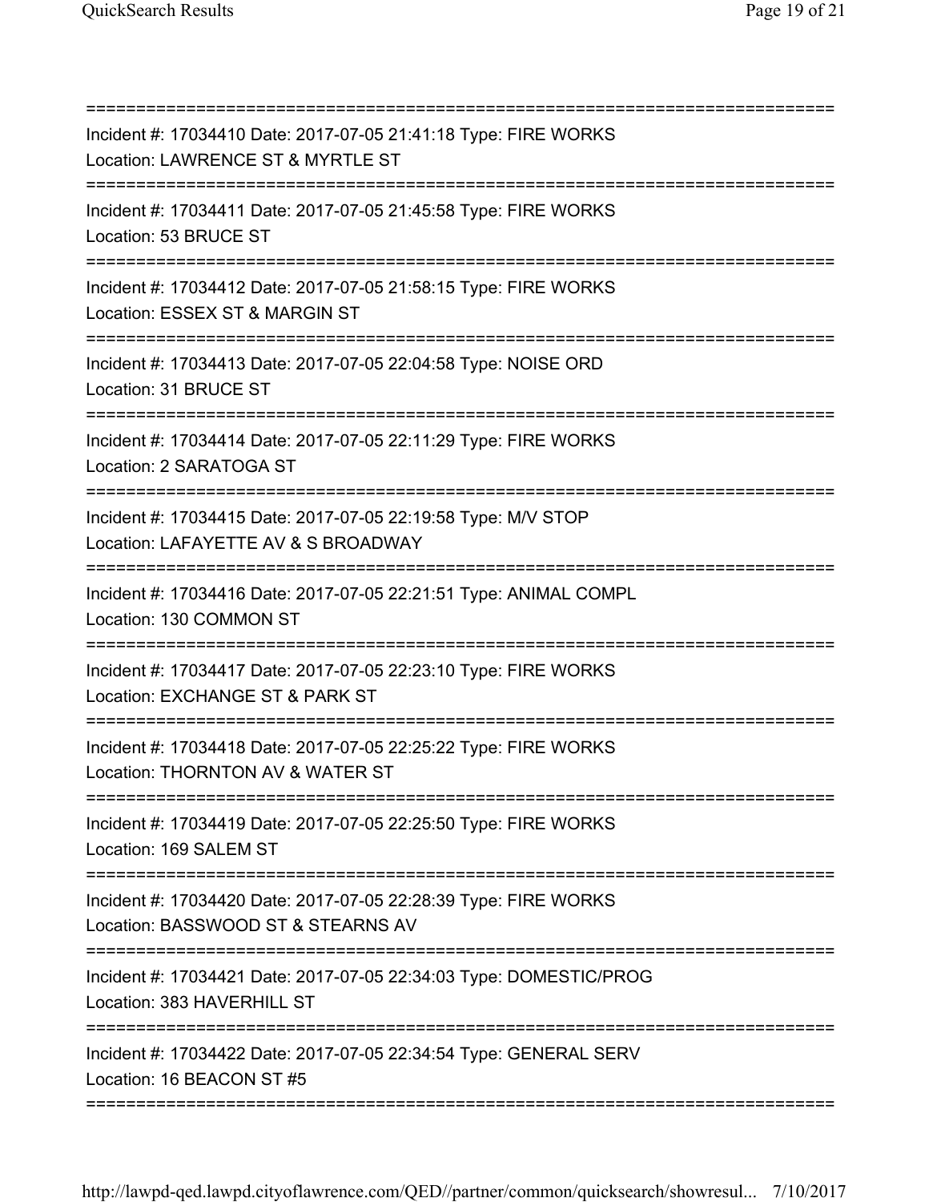===========================================================================

Incident #: 17034410 Date: 2017-07-05 21:41:18 Type: FIRE WORKS
Location: LAWRENCE ST & MYRTLE ST

===========================================================================

Incident #: 17034411 Date: 2017-07-05 21:45:58 Type: FIRE WORKS
Location: 53 BRUCE ST

===========================================================================

Incident #: 17034412 Date: 2017-07-05 21:58:15 Type: FIRE WORKS
Location: ESSEX ST & MARGIN ST

===========================================================================

Incident #: 17034413 Date: 2017-07-05 22:04:58 Type: NOISE ORD
Location: 31 BRUCE ST

===========================================================================

Incident #: 17034414 Date: 2017-07-05 22:11:29 Type: FIRE WORKS
Location: 2 SARATOGA ST

===========================================================================

Incident #: 17034415 Date: 2017-07-05 22:19:58 Type: M/V STOP
Location: LAFAYETTE AV & S BROADWAY

===========================================================================

Incident #: 17034416 Date: 2017-07-05 22:21:51 Type: ANIMAL COMPL
Location: 130 COMMON ST

===========================================================================

Incident #: 17034417 Date: 2017-07-05 22:23:10 Type: FIRE WORKS
Location: EXCHANGE ST & PARK ST

===========================================================================

Incident #: 17034418 Date: 2017-07-05 22:25:22 Type: FIRE WORKS
Location: THORNTON AV & WATER ST

===========================================================================

Incident #: 17034419 Date: 2017-07-05 22:25:50 Type: FIRE WORKS
Location: 169 SALEM ST

===========================================================================

Incident #: 17034420 Date: 2017-07-05 22:28:39 Type: FIRE WORKS
Location: BASSWOOD ST & STEARNS AV

===========================================================================

Incident #: 17034421 Date: 2017-07-05 22:34:03 Type: DOMESTIC/PROG
Location: 383 HAVERHILL ST

===========================================================================

Incident #: 17034422 Date: 2017-07-05 22:34:54 Type: GENERAL SERV
Location: 16 BEACON ST #5

===========================================================================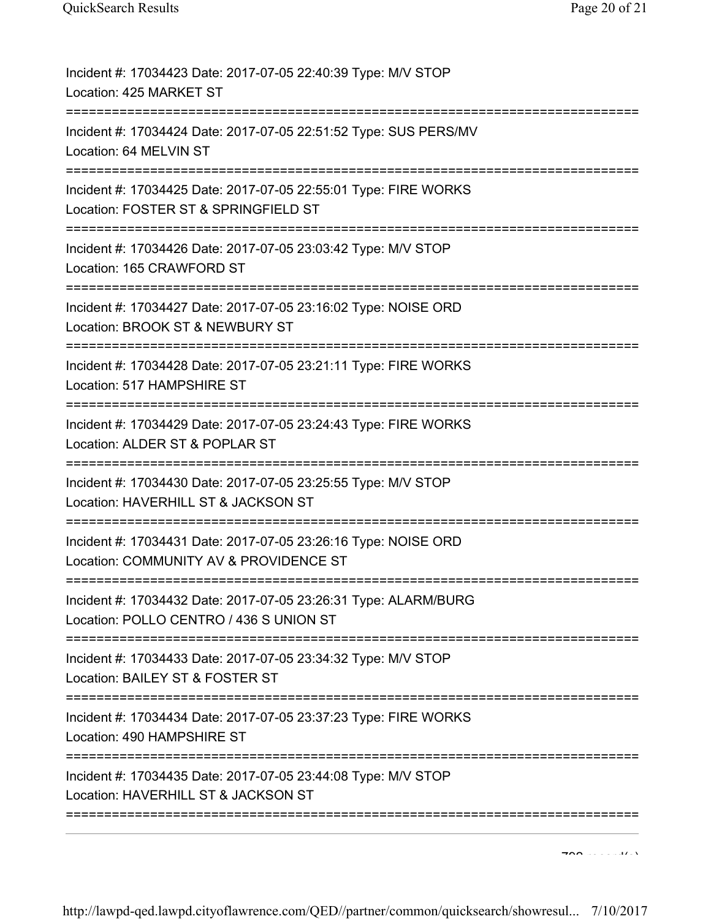Incident #: 17034423 Date: 2017-07-05 22:40:39 Type: M/V STOP
Location: 425 MARKET ST

===========================================================================

Incident #: 17034424 Date: 2017-07-05 22:51:52 Type: SUS PERS/MV
Location: 64 MELVIN ST

===========================================================================

Incident #: 17034425 Date: 2017-07-05 22:55:01 Type: FIRE WORKS
Location: FOSTER ST & SPRINGFIELD ST

===========================================================================

Incident #: 17034426 Date: 2017-07-05 23:03:42 Type: M/V STOP
Location: 165 CRAWFORD ST

===========================================================================

Incident #: 17034427 Date: 2017-07-05 23:16:02 Type: NOISE ORD
Location: BROOK ST & NEWBURY ST

===========================================================================

Incident #: 17034428 Date: 2017-07-05 23:21:11 Type: FIRE WORKS
Location: 517 HAMPSHIRE ST

===========================================================================

Incident #: 17034429 Date: 2017-07-05 23:24:43 Type: FIRE WORKS
Location: ALDER ST & POPLAR ST

===========================================================================

Incident #: 17034430 Date: 2017-07-05 23:25:55 Type: M/V STOP
Location: HAVERHILL ST & JACKSON ST

===========================================================================

Incident #: 17034431 Date: 2017-07-05 23:26:16 Type: NOISE ORD
Location: COMMUNITY AV & PROVIDENCE ST

===========================================================================

Incident #: 17034432 Date: 2017-07-05 23:26:31 Type: ALARM/BURG
Location: POLLO CENTRO / 436 S UNION ST

===========================================================================

Incident #: 17034433 Date: 2017-07-05 23:34:32 Type: M/V STOP
Location: BAILEY ST & FOSTER ST

===========================================================================

Incident #: 17034434 Date: 2017-07-05 23:37:23 Type: FIRE WORKS
Location: 490 HAMPSHIRE ST

===========================================================================

Incident #: 17034435 Date: 2017-07-05 23:44:08 Type: M/V STOP
Location: HAVERHILL ST & JACKSON ST

===========================================================================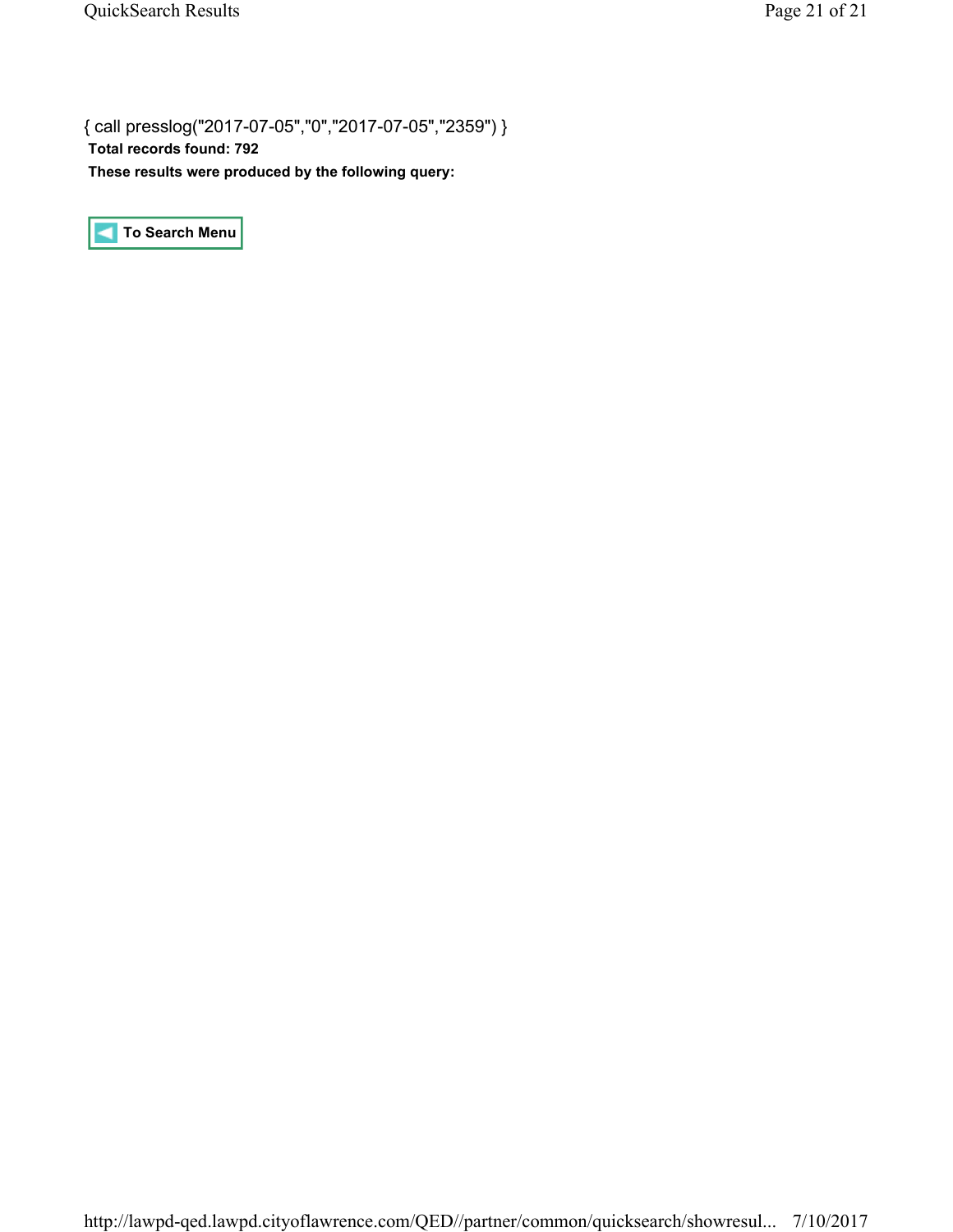{ call presslog("2017-07-05","0","2017-07-05","2359") }

**Total records found: 792**

**These results were produced by the following query:**

To Search Menu